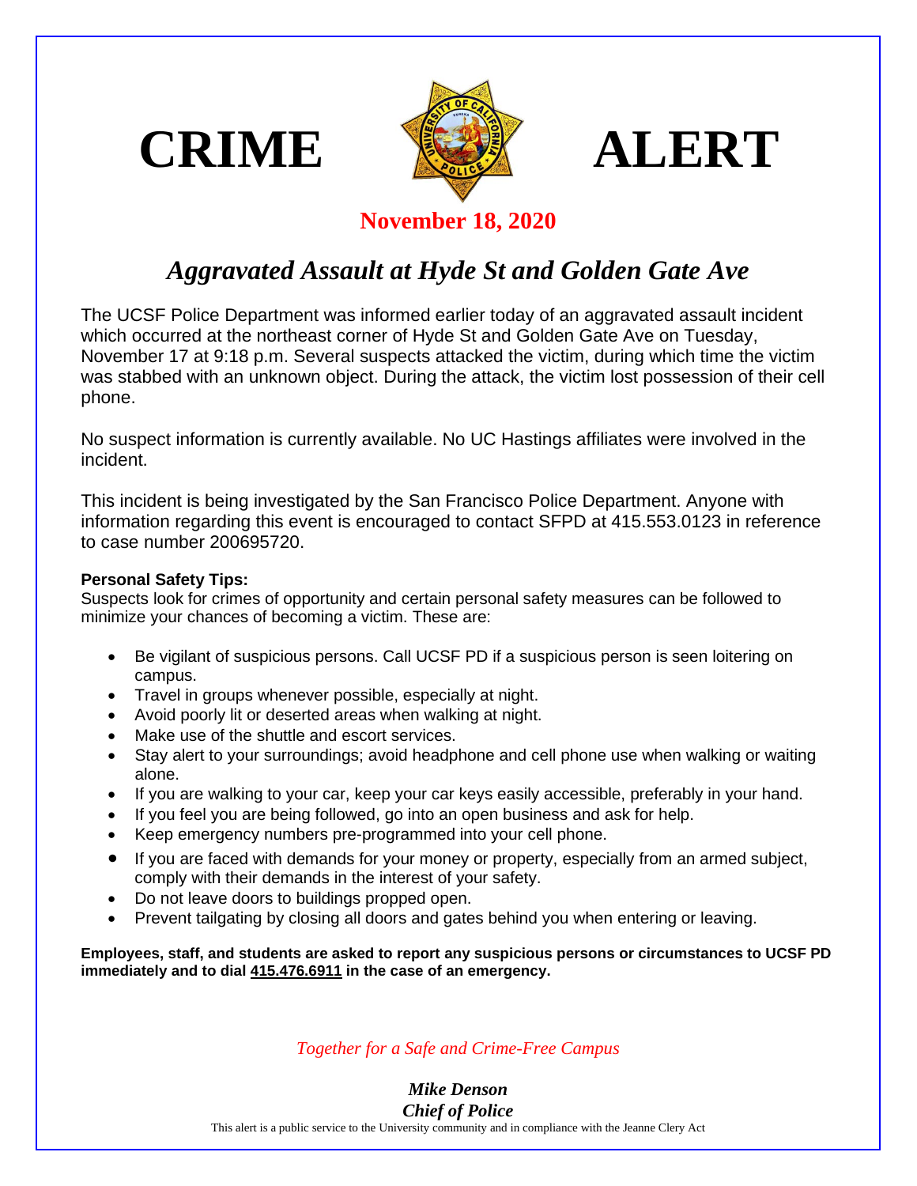# CRIME ALERT

**November 18, 2020**

## *Aggravated Assault at Hyde St and Golden Gate Ave*

The UCSF Police Department was informed earlier today of an aggravated assault incident which occurred at the northeast corner of Hyde St and Golden Gate Ave on Tuesday, November 17 at 9:18 p.m. Several suspects attacked the victim, during which time the victim was stabbed with an unknown object. During the attack, the victim lost possession of their cell phone.

No suspect information is currently available. No UC Hastings affiliates were involved in the incident.

This incident is being investigated by the San Francisco Police Department. Anyone with information regarding this event is encouraged to contact SFPD at 415.553.0123 in reference to case number 200695720.

**Personal Safety Tips:**
Suspects look for crimes of opportunity and certain personal safety measures can be followed to minimize your chances of becoming a victim. These are:

- Be vigilant of suspicious persons. Call UCSF PD if a suspicious person is seen loitering on campus.
- Travel in groups whenever possible, especially at night.
- Avoid poorly lit or deserted areas when walking at night.
- Make use of the shuttle and escort services.
- Stay alert to your surroundings; avoid headphone and cell phone use when walking or waiting alone.
- If you are walking to your car, keep your car keys easily accessible, preferably in your hand.
- If you feel you are being followed, go into an open business and ask for help.
- Keep emergency numbers pre-programmed into your cell phone.
- If you are faced with demands for your money or property, especially from an armed subject, comply with their demands in the interest of your safety.
- Do not leave doors to buildings propped open.
- Prevent tailgating by closing all doors and gates behind you when entering or leaving.

**Employees, staff, and students are asked to report any suspicious persons or circumstances to UCSF PD immediately and to dial 415.476.6911 in the case of an emergency.**

*Together for a Safe and Crime-Free Campus*

***Mike Denson***
***Chief of Police***

This alert is a public service to the University community and in compliance with the Jeanne Clery Act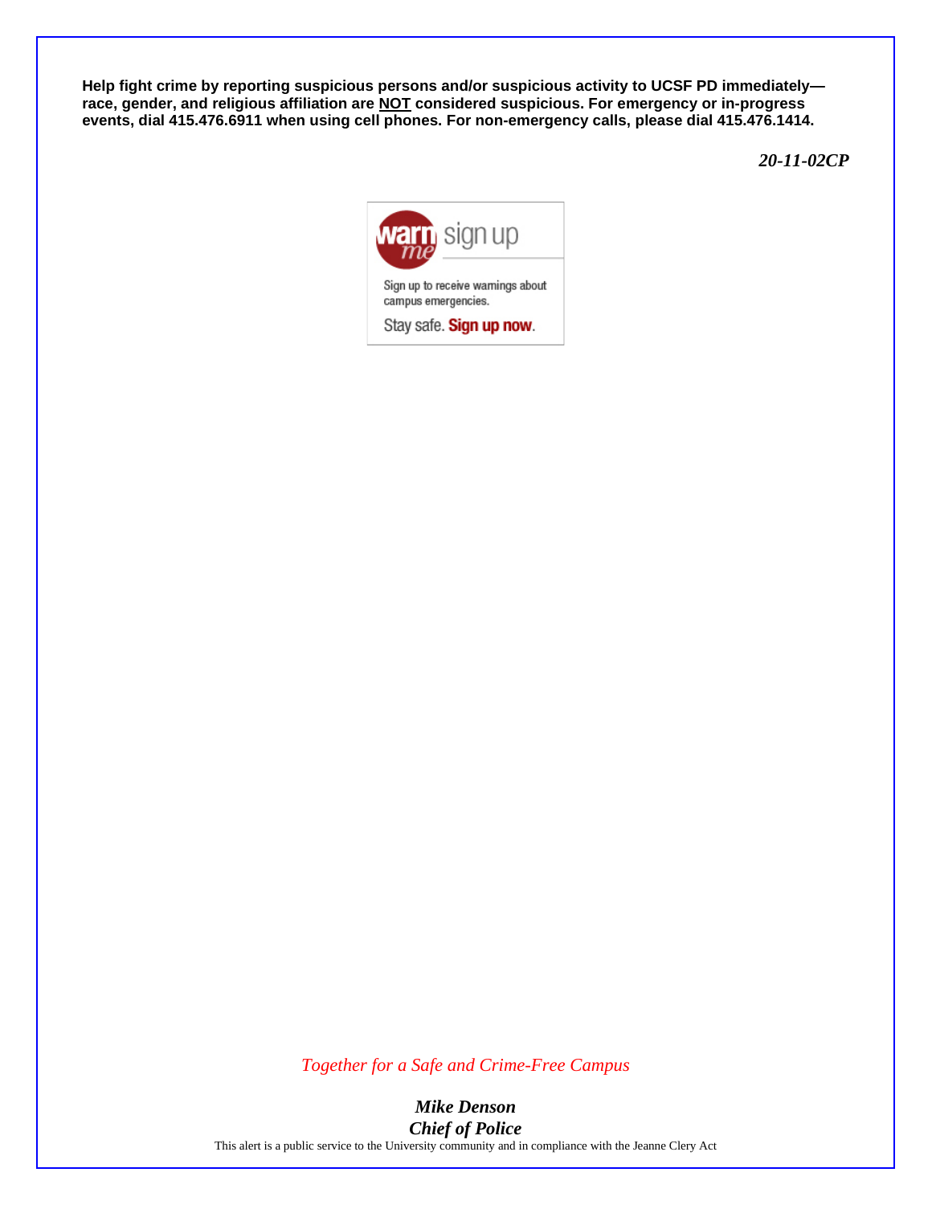**Help fight crime by reporting suspicious persons and/or suspicious activity to UCSF PD immediately—race, gender, and religious affiliation are <u>NOT</u> considered suspicious. For emergency or in-progress events, dial 415.476.6911 when using cell phones. For non-emergency calls, please dial 415.476.1414.**

***20-11-02CP***

warn me sign up

Sign up to receive warnings about campus emergencies.

Stay safe. **Sign up now**.

*Together for a Safe and Crime-Free Campus*

***Mike Denson***
***Chief of Police***

This alert is a public service to the University community and in compliance with the Jeanne Clery Act